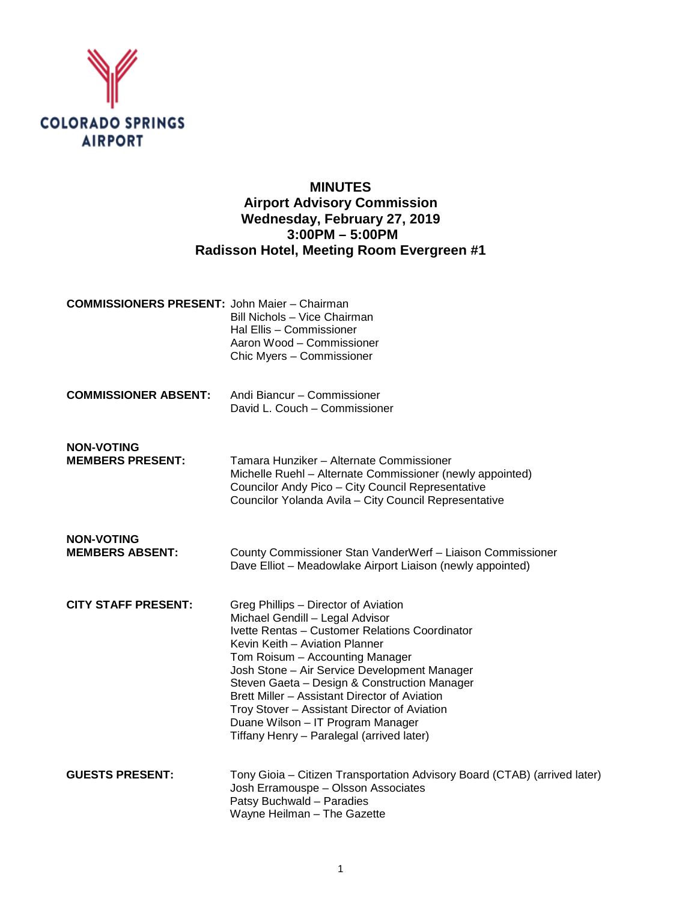COLORADO SPRINGS AIRPORT

# MINUTES

## Airport Advisory Commission

**Wednesday, February 27, 2019**
**3:00PM – 5:00PM**
**Radisson Hotel, Meeting Room Evergreen #1**

**COMMISSIONERS PRESENT:**
John Maier – Chairman
Bill Nichols – Vice Chairman
Hal Ellis – Commissioner
Aaron Wood – Commissioner
Chic Myers – Commissioner

**COMMISSIONER ABSENT:**
Andi Biancur – Commissioner
David L. Couch – Commissioner

**NON-VOTING MEMBERS PRESENT:**
Tamara Hunziker – Alternate Commissioner
Michelle Ruehl – Alternate Commissioner (newly appointed)
Councilor Andy Pico – City Council Representative
Councilor Yolanda Avila – City Council Representative

**NON-VOTING MEMBERS ABSENT:**
County Commissioner Stan VanderWerf – Liaison Commissioner
Dave Elliot – Meadowlake Airport Liaison (newly appointed)

**CITY STAFF PRESENT:**
Greg Phillips – Director of Aviation
Michael Gendill – Legal Advisor
Ivette Rentas – Customer Relations Coordinator
Kevin Keith – Aviation Planner
Tom Roisum – Accounting Manager
Josh Stone – Air Service Development Manager
Steven Gaeta – Design & Construction Manager
Brett Miller – Assistant Director of Aviation
Troy Stover – Assistant Director of Aviation
Duane Wilson – IT Program Manager
Tiffany Henry – Paralegal (arrived later)

**GUESTS PRESENT:**
Tony Gioia – Citizen Transportation Advisory Board (CTAB) (arrived later)
Josh Erramouspe – Olsson Associates
Patsy Buchwald – Paradies
Wayne Heilman – The Gazette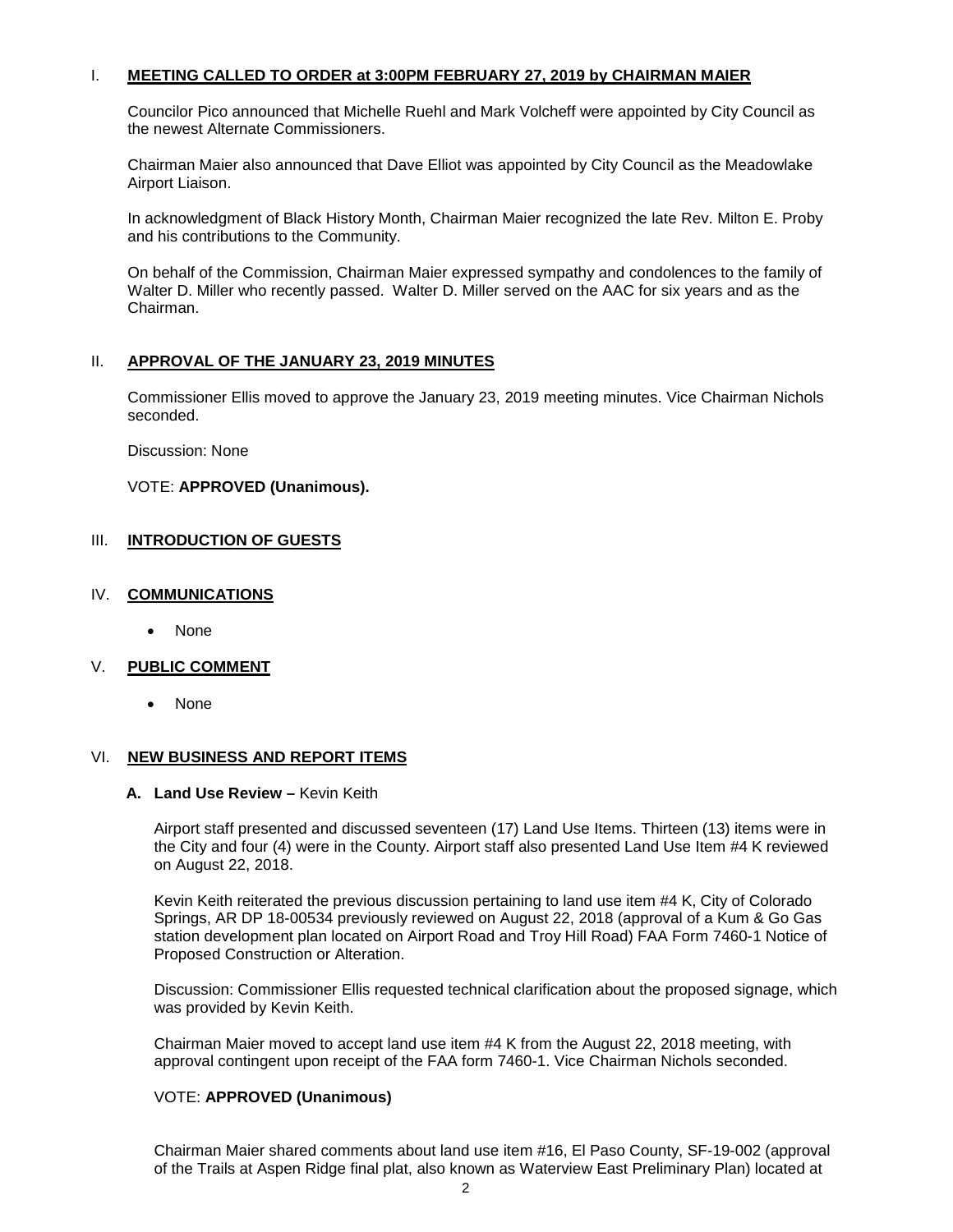## I. MEETING CALLED TO ORDER at 3:00PM FEBRUARY 27, 2019 by CHAIRMAN MAIER

Councilor Pico announced that Michelle Ruehl and Mark Volcheff were appointed by City Council as the newest Alternate Commissioners.

Chairman Maier also announced that Dave Elliot was appointed by City Council as the Meadowlake Airport Liaison.

In acknowledgment of Black History Month, Chairman Maier recognized the late Rev. Milton E. Proby and his contributions to the Community.

On behalf of the Commission, Chairman Maier expressed sympathy and condolences to the family of Walter D. Miller who recently passed. Walter D. Miller served on the AAC for six years and as the Chairman.

## II. APPROVAL OF THE JANUARY 23, 2019 MINUTES

Commissioner Ellis moved to approve the January 23, 2019 meeting minutes. Vice Chairman Nichols seconded.

Discussion: None

VOTE: **APPROVED (Unanimous).**

## III. INTRODUCTION OF GUESTS

## IV. COMMUNICATIONS

- None

## V. PUBLIC COMMENT

- None

## VI. NEW BUSINESS AND REPORT ITEMS

### A. Land Use Review – Kevin Keith

Airport staff presented and discussed seventeen (17) Land Use Items. Thirteen (13) items were in the City and four (4) were in the County. Airport staff also presented Land Use Item #4 K reviewed on August 22, 2018.

Kevin Keith reiterated the previous discussion pertaining to land use item #4 K, City of Colorado Springs, AR DP 18-00534 previously reviewed on August 22, 2018 (approval of a Kum & Go Gas station development plan located on Airport Road and Troy Hill Road) FAA Form 7460-1 Notice of Proposed Construction or Alteration.

Discussion: Commissioner Ellis requested technical clarification about the proposed signage, which was provided by Kevin Keith.

Chairman Maier moved to accept land use item #4 K from the August 22, 2018 meeting, with approval contingent upon receipt of the FAA form 7460-1. Vice Chairman Nichols seconded.

VOTE: **APPROVED (Unanimous)**

Chairman Maier shared comments about land use item #16, El Paso County, SF-19-002 (approval of the Trails at Aspen Ridge final plat, also known as Waterview East Preliminary Plan) located at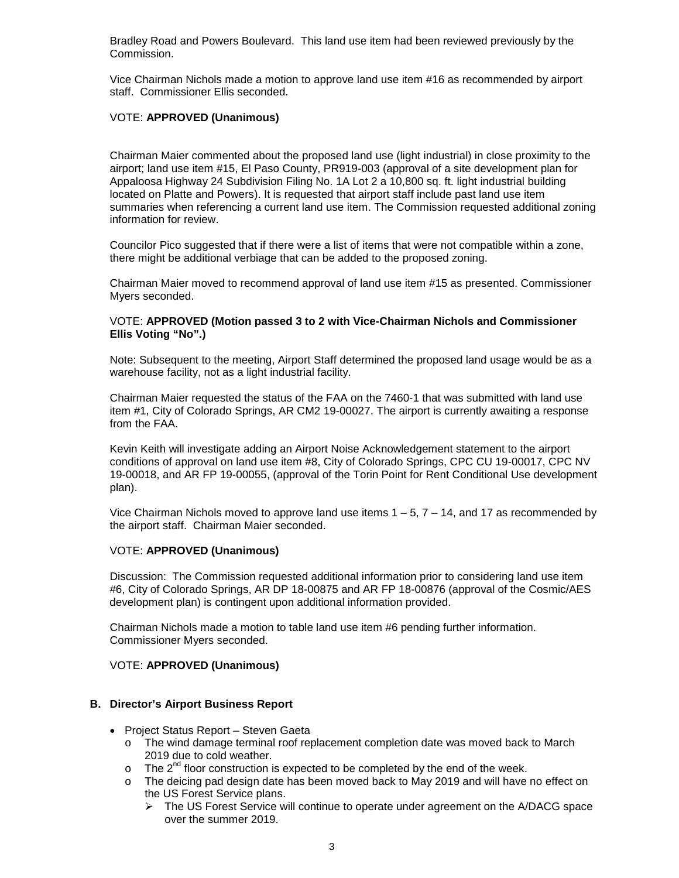Bradley Road and Powers Boulevard. This land use item had been reviewed previously by the Commission.

Vice Chairman Nichols made a motion to approve land use item #16 as recommended by airport staff. Commissioner Ellis seconded.

VOTE: **APPROVED (Unanimous)**

Chairman Maier commented about the proposed land use (light industrial) in close proximity to the airport; land use item #15, El Paso County, PR919-003 (approval of a site development plan for Appaloosa Highway 24 Subdivision Filing No. 1A Lot 2 a 10,800 sq. ft. light industrial building located on Platte and Powers). It is requested that airport staff include past land use item summaries when referencing a current land use item. The Commission requested additional zoning information for review.

Councilor Pico suggested that if there were a list of items that were not compatible within a zone, there might be additional verbiage that can be added to the proposed zoning.

Chairman Maier moved to recommend approval of land use item #15 as presented. Commissioner Myers seconded.

VOTE: **APPROVED (Motion passed 3 to 2 with Vice-Chairman Nichols and Commissioner Ellis Voting "No".)**

Note: Subsequent to the meeting, Airport Staff determined the proposed land usage would be as a warehouse facility, not as a light industrial facility.

Chairman Maier requested the status of the FAA on the 7460-1 that was submitted with land use item #1, City of Colorado Springs, AR CM2 19-00027. The airport is currently awaiting a response from the FAA.

Kevin Keith will investigate adding an Airport Noise Acknowledgement statement to the airport conditions of approval on land use item #8, City of Colorado Springs, CPC CU 19-00017, CPC NV 19-00018, and AR FP 19-00055, (approval of the Torin Point for Rent Conditional Use development plan).

Vice Chairman Nichols moved to approve land use items 1 – 5, 7 – 14, and 17 as recommended by the airport staff. Chairman Maier seconded.

VOTE: **APPROVED (Unanimous)**

Discussion: The Commission requested additional information prior to considering land use item #6, City of Colorado Springs, AR DP 18-00875 and AR FP 18-00876 (approval of the Cosmic/AES development plan) is contingent upon additional information provided.

Chairman Nichols made a motion to table land use item #6 pending further information. Commissioner Myers seconded.

VOTE: **APPROVED (Unanimous)**

## B. Director's Airport Business Report

- Project Status Report – Steven Gaeta
  - The wind damage terminal roof replacement completion date was moved back to March 2019 due to cold weather.
  - The 2nd floor construction is expected to be completed by the end of the week.
  - The deicing pad design date has been moved back to May 2019 and will have no effect on the US Forest Service plans.
    - The US Forest Service will continue to operate under agreement on the A/DACG space over the summer 2019.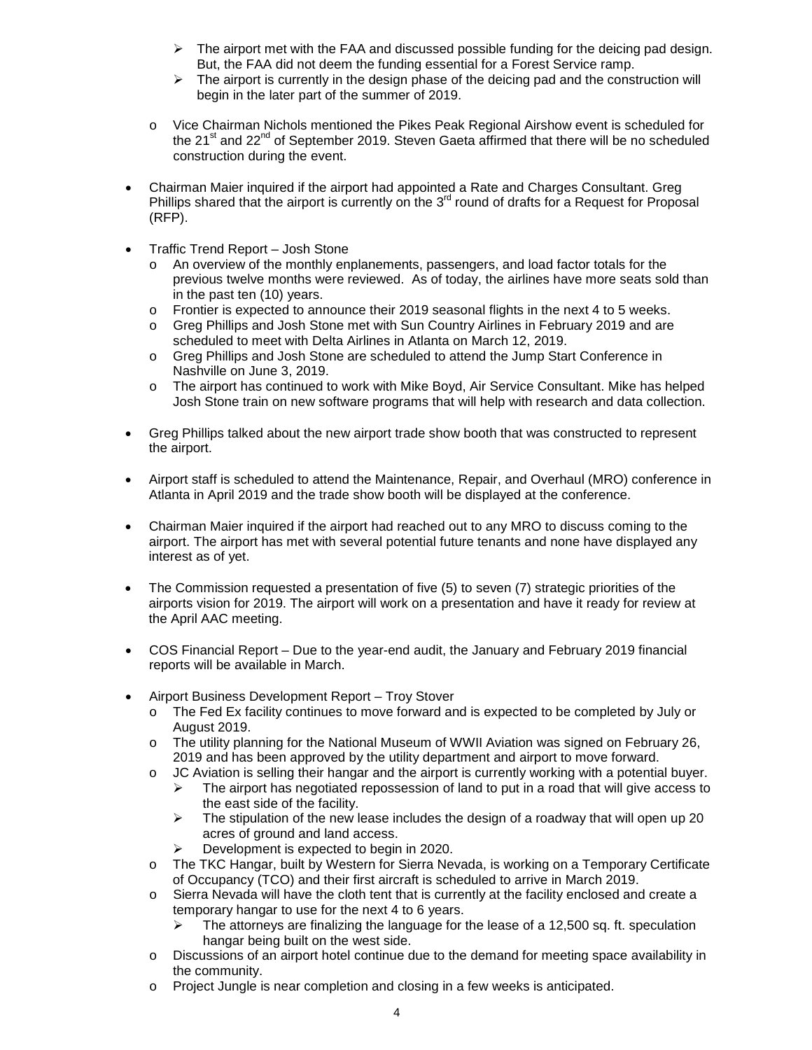- The airport met with the FAA and discussed possible funding for the deicing pad design. But, the FAA did not deem the funding essential for a Forest Service ramp.
    - The airport is currently in the design phase of the deicing pad and the construction will begin in the later part of the summer of 2019.
  - Vice Chairman Nichols mentioned the Pikes Peak Regional Airshow event is scheduled for the 21st and 22nd of September 2019. Steven Gaeta affirmed that there will be no scheduled construction during the event.

- Chairman Maier inquired if the airport had appointed a Rate and Charges Consultant. Greg Phillips shared that the airport is currently on the 3rd round of drafts for a Request for Proposal (RFP).

- Traffic Trend Report – Josh Stone
  - An overview of the monthly enplanements, passengers, and load factor totals for the previous twelve months were reviewed. As of today, the airlines have more seats sold than in the past ten (10) years.
  - Frontier is expected to announce their 2019 seasonal flights in the next 4 to 5 weeks.
  - Greg Phillips and Josh Stone met with Sun Country Airlines in February 2019 and are scheduled to meet with Delta Airlines in Atlanta on March 12, 2019.
  - Greg Phillips and Josh Stone are scheduled to attend the Jump Start Conference in Nashville on June 3, 2019.
  - The airport has continued to work with Mike Boyd, Air Service Consultant. Mike has helped Josh Stone train on new software programs that will help with research and data collection.

- Greg Phillips talked about the new airport trade show booth that was constructed to represent the airport.

- Airport staff is scheduled to attend the Maintenance, Repair, and Overhaul (MRO) conference in Atlanta in April 2019 and the trade show booth will be displayed at the conference.

- Chairman Maier inquired if the airport had reached out to any MRO to discuss coming to the airport. The airport has met with several potential future tenants and none have displayed any interest as of yet.

- The Commission requested a presentation of five (5) to seven (7) strategic priorities of the airports vision for 2019. The airport will work on a presentation and have it ready for review at the April AAC meeting.

- COS Financial Report – Due to the year-end audit, the January and February 2019 financial reports will be available in March.

- Airport Business Development Report – Troy Stover
  - The Fed Ex facility continues to move forward and is expected to be completed by July or August 2019.
  - The utility planning for the National Museum of WWII Aviation was signed on February 26, 2019 and has been approved by the utility department and airport to move forward.
  - JC Aviation is selling their hangar and the airport is currently working with a potential buyer.
    - The airport has negotiated repossession of land to put in a road that will give access to the east side of the facility.
    - The stipulation of the new lease includes the design of a roadway that will open up 20 acres of ground and land access.
    - Development is expected to begin in 2020.
  - The TKC Hangar, built by Western for Sierra Nevada, is working on a Temporary Certificate of Occupancy (TCO) and their first aircraft is scheduled to arrive in March 2019.
  - Sierra Nevada will have the cloth tent that is currently at the facility enclosed and create a temporary hangar to use for the next 4 to 6 years.
    - The attorneys are finalizing the language for the lease of a 12,500 sq. ft. speculation hangar being built on the west side.
  - Discussions of an airport hotel continue due to the demand for meeting space availability in the community.
  - Project Jungle is near completion and closing in a few weeks is anticipated.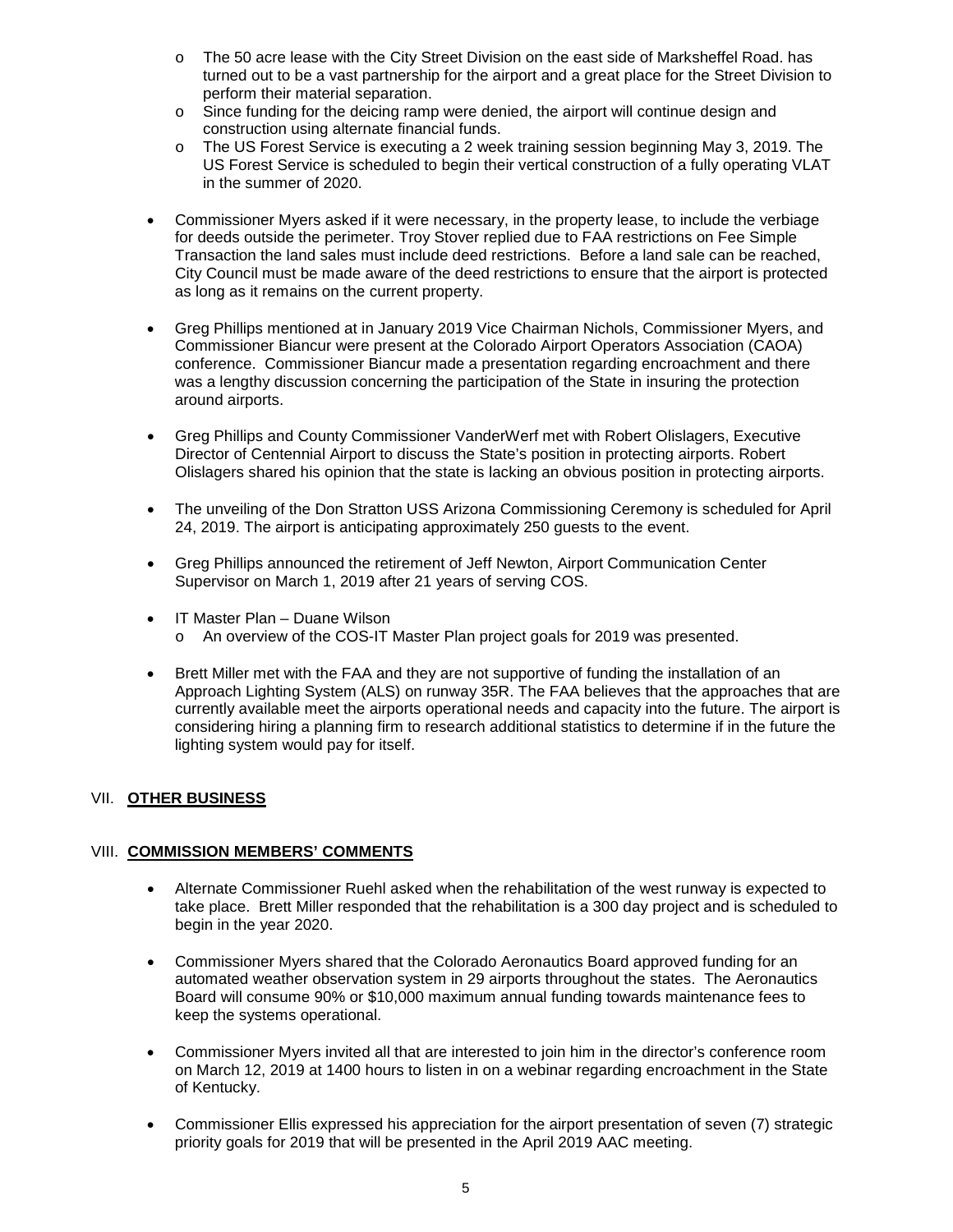- The 50 acre lease with the City Street Division on the east side of Marksheffel Road. has turned out to be a vast partnership for the airport and a great place for the Street Division to perform their material separation.
  - Since funding for the deicing ramp were denied, the airport will continue design and construction using alternate financial funds.
  - The US Forest Service is executing a 2 week training session beginning May 3, 2019. The US Forest Service is scheduled to begin their vertical construction of a fully operating VLAT in the summer of 2020.

- Commissioner Myers asked if it were necessary, in the property lease, to include the verbiage for deeds outside the perimeter. Troy Stover replied due to FAA restrictions on Fee Simple Transaction the land sales must include deed restrictions. Before a land sale can be reached, City Council must be made aware of the deed restrictions to ensure that the airport is protected as long as it remains on the current property.

- Greg Phillips mentioned at in January 2019 Vice Chairman Nichols, Commissioner Myers, and Commissioner Biancur were present at the Colorado Airport Operators Association (CAOA) conference. Commissioner Biancur made a presentation regarding encroachment and there was a lengthy discussion concerning the participation of the State in insuring the protection around airports.

- Greg Phillips and County Commissioner VanderWerf met with Robert Olislagers, Executive Director of Centennial Airport to discuss the State's position in protecting airports. Robert Olislagers shared his opinion that the state is lacking an obvious position in protecting airports.

- The unveiling of the Don Stratton USS Arizona Commissioning Ceremony is scheduled for April 24, 2019. The airport is anticipating approximately 250 guests to the event.

- Greg Phillips announced the retirement of Jeff Newton, Airport Communication Center Supervisor on March 1, 2019 after 21 years of serving COS.

- IT Master Plan – Duane Wilson
  - An overview of the COS-IT Master Plan project goals for 2019 was presented.

- Brett Miller met with the FAA and they are not supportive of funding the installation of an Approach Lighting System (ALS) on runway 35R. The FAA believes that the approaches that are currently available meet the airports operational needs and capacity into the future. The airport is considering hiring a planning firm to research additional statistics to determine if in the future the lighting system would pay for itself.

## VII. **OTHER BUSINESS**

## VIII. **COMMISSION MEMBERS' COMMENTS**

- Alternate Commissioner Ruehl asked when the rehabilitation of the west runway is expected to take place. Brett Miller responded that the rehabilitation is a 300 day project and is scheduled to begin in the year 2020.

- Commissioner Myers shared that the Colorado Aeronautics Board approved funding for an automated weather observation system in 29 airports throughout the states. The Aeronautics Board will consume 90% or $10,000 maximum annual funding towards maintenance fees to keep the systems operational.

- Commissioner Myers invited all that are interested to join him in the director's conference room on March 12, 2019 at 1400 hours to listen in on a webinar regarding encroachment in the State of Kentucky.

- Commissioner Ellis expressed his appreciation for the airport presentation of seven (7) strategic priority goals for 2019 that will be presented in the April 2019 AAC meeting.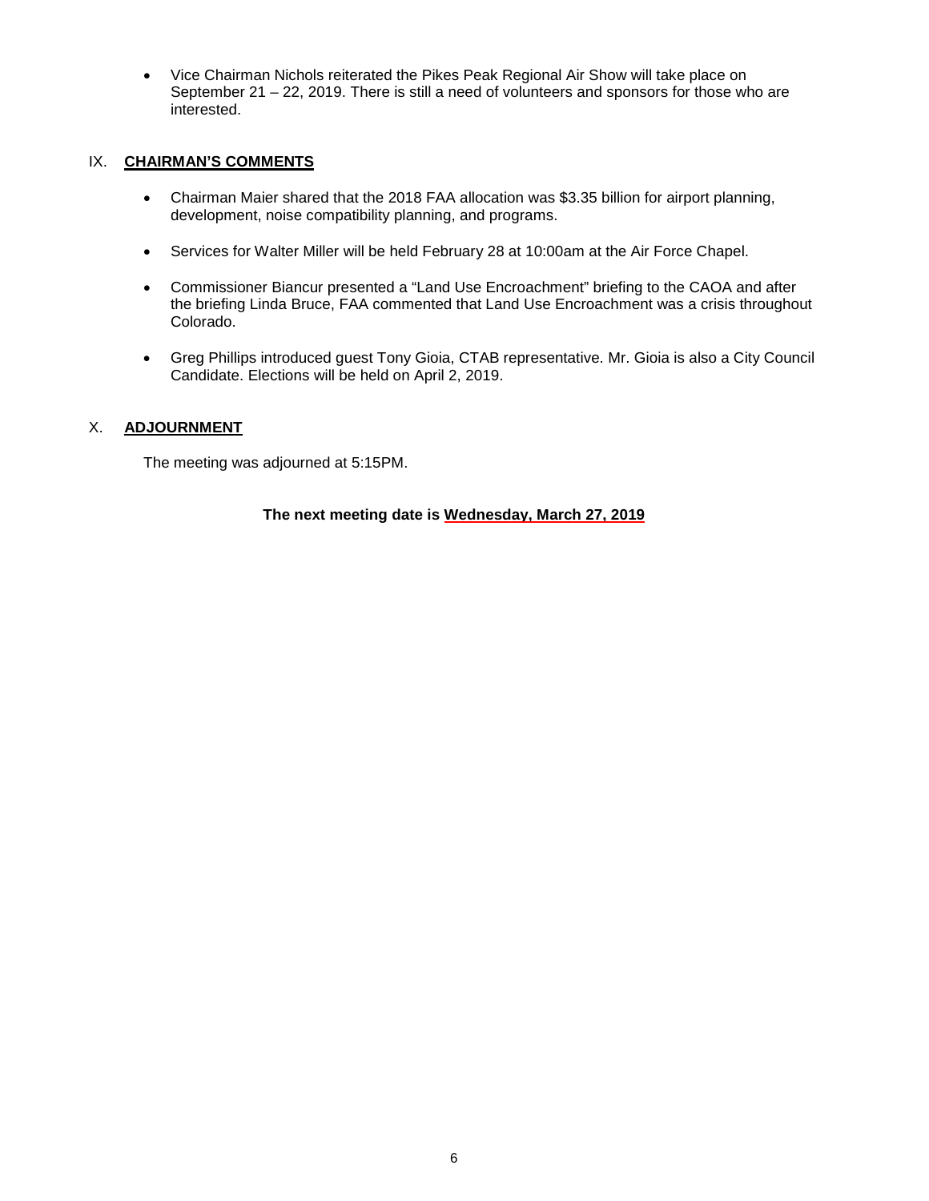- Vice Chairman Nichols reiterated the Pikes Peak Regional Air Show will take place on September 21 – 22, 2019. There is still a need of volunteers and sponsors for those who are interested.

## IX. CHAIRMAN'S COMMENTS

- Chairman Maier shared that the 2018 FAA allocation was $3.35 billion for airport planning, development, noise compatibility planning, and programs.
- Services for Walter Miller will be held February 28 at 10:00am at the Air Force Chapel.
- Commissioner Biancur presented a "Land Use Encroachment" briefing to the CAOA and after the briefing Linda Bruce, FAA commented that Land Use Encroachment was a crisis throughout Colorado.
- Greg Phillips introduced guest Tony Gioia, CTAB representative. Mr. Gioia is also a City Council Candidate. Elections will be held on April 2, 2019.

## X. ADJOURNMENT

The meeting was adjourned at 5:15PM.

**The next meeting date is Wednesday, March 27, 2019**